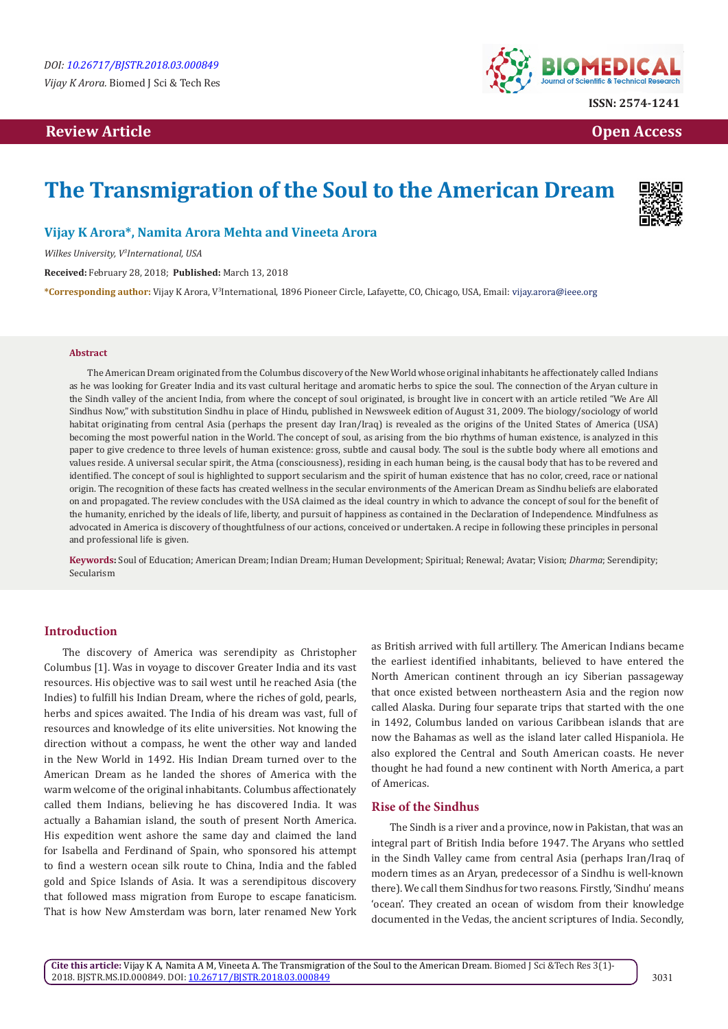DOI: 10.26717/BJSTR.2018.03.000849

*Vijay K Arora.* Biomed J Sci & Tech Res

ISSN: 2574-1241

Review Article

Open Access

# The Transmigration of the Soul to the American Dream

## Vijay K Arora*, Namita Arora Mehta and Vineeta Arora

*Wilkes University, V[3]International, USA*

**Received:** February 28, 2018; **Published:** March 13, 2018

***Corresponding author:** Vijay K Arora, V[3]International, 1896 Pioneer Circle, Lafayette, CO, Chicago, USA, Email: vijay.arora@ieee.org

### Abstract

The American Dream originated from the Columbus discovery of the New World whose original inhabitants he affectionately called Indians as he was looking for Greater India and its vast cultural heritage and aromatic herbs to spice the soul. The connection of the Aryan culture in the Sindh valley of the ancient India, from where the concept of soul originated, is brought live in concert with an article retiled "We Are All Sindhus Now," with substitution Sindhu in place of Hindu, published in Newsweek edition of August 31, 2009. The biology/sociology of world habitat originating from central Asia (perhaps the present day Iran/Iraq) is revealed as the origins of the United States of America (USA) becoming the most powerful nation in the World. The concept of soul, as arising from the bio rhythms of human existence, is analyzed in this paper to give credence to three levels of human existence: gross, subtle and causal body. The soul is the subtle body where all emotions and values reside. A universal secular spirit, the Atma (consciousness), residing in each human being, is the causal body that has to be revered and identified. The concept of soul is highlighted to support secularism and the spirit of human existence that has no color, creed, race or national origin. The recognition of these facts has created wellness in the secular environments of the American Dream as Sindhu beliefs are elaborated on and propagated. The review concludes with the USA claimed as the ideal country in which to advance the concept of soul for the benefit of the humanity, enriched by the ideals of life, liberty, and pursuit of happiness as contained in the Declaration of Independence. Mindfulness as advocated in America is discovery of thoughtfulness of our actions, conceived or undertaken. A recipe in following these principles in personal and professional life is given.

**Keywords:** Soul of Education; American Dream; Indian Dream; Human Development; Spiritual; Renewal; Avatar; Vision; *Dharma*; Serendipity; Secularism

## Introduction

The discovery of America was serendipity as Christopher Columbus [1]. Was in voyage to discover Greater India and its vast resources. His objective was to sail west until he reached Asia (the Indies) to fulfill his Indian Dream, where the riches of gold, pearls, herbs and spices awaited. The India of his dream was vast, full of resources and knowledge of its elite universities. Not knowing the direction without a compass, he went the other way and landed in the New World in 1492. His Indian Dream turned over to the American Dream as he landed the shores of America with the warm welcome of the original inhabitants. Columbus affectionately called them Indians, believing he has discovered India. It was actually a Bahamian island, the south of present North America. His expedition went ashore the same day and claimed the land for Isabella and Ferdinand of Spain, who sponsored his attempt to find a western ocean silk route to China, India and the fabled gold and Spice Islands of Asia. It was a serendipitous discovery that followed mass migration from Europe to escape fanaticism. That is how New Amsterdam was born, later renamed New York as British arrived with full artillery. The American Indians became the earliest identified inhabitants, believed to have entered the North American continent through an icy Siberian passageway that once existed between northeastern Asia and the region now called Alaska. During four separate trips that started with the one in 1492, Columbus landed on various Caribbean islands that are now the Bahamas as well as the island later called Hispaniola. He also explored the Central and South American coasts. He never thought he had found a new continent with North America, a part of Americas.

## Rise of the Sindhus

The Sindh is a river and a province, now in Pakistan, that was an integral part of British India before 1947. The Aryans who settled in the Sindh Valley came from central Asia (perhaps Iran/Iraq of modern times as an Aryan, predecessor of a Sindhu is well-known there). We call them Sindhus for two reasons. Firstly, 'Sindhu' means 'ocean'. They created an ocean of wisdom from their knowledge documented in the Vedas, the ancient scriptures of India. Secondly,

**Cite this article:** Vijay K A, Namita A M, Vineeta A. The Transmigration of the Soul to the American Dream. Biomed J Sci &Tech Res 3(1)-2018. BJSTR.MS.ID.000849. DOI: 10.26717/BJSTR.2018.03.000849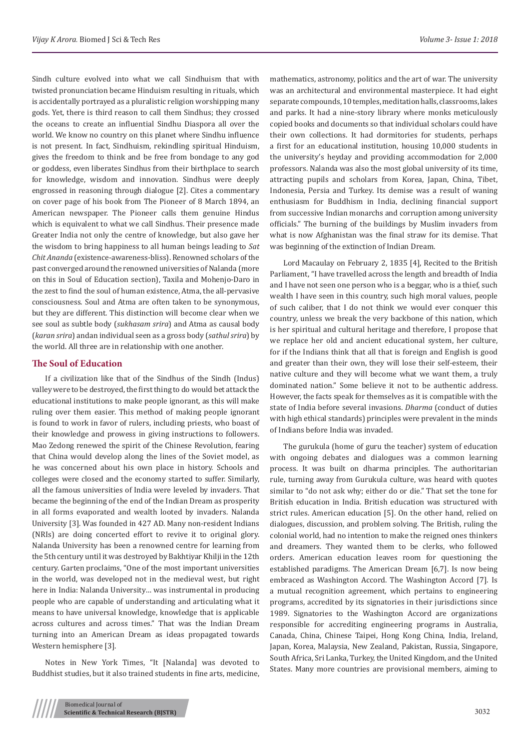Sindh culture evolved into what we call Sindhuism that with twisted pronunciation became Hinduism resulting in rituals, which is accidentally portrayed as a pluralistic religion worshipping many gods. Yet, there is third reason to call them Sindhus; they crossed the oceans to create an influential Sindhu Diaspora all over the world. We know no country on this planet where Sindhu influence is not present. In fact, Sindhuism, rekindling spiritual Hinduism, gives the freedom to think and be free from bondage to any god or goddess, even liberates Sindhus from their birthplace to search for knowledge, wisdom and innovation. Sindhus were deeply engrossed in reasoning through dialogue [2]. Cites a commentary on cover page of his book from The Pioneer of 8 March 1894, an American newspaper. The Pioneer calls them genuine Hindus which is equivalent to what we call Sindhus. Their presence made Greater India not only the centre of knowledge, but also gave her the wisdom to bring happiness to all human beings leading to *Sat Chit Ananda* (existence-awareness-bliss). Renowned scholars of the past converged around the renowned universities of Nalanda (more on this in Soul of Education section), Taxila and Mohenjo-Daro in the zest to find the soul of human existence, Atma, the all-pervasive consciousness. Soul and Atma are often taken to be synonymous, but they are different. This distinction will become clear when we see soul as subtle body (*sukhasam srira*) and Atma as causal body (*karan srira*) andan individual seen as a gross body (*sathul srira*) by the world. All three are in relationship with one another.

## The Soul of Education

If a civilization like that of the Sindhus of the Sindh (Indus) valley were to be destroyed, the first thing to do would bet attack the educational institutions to make people ignorant, as this will make ruling over them easier. This method of making people ignorant is found to work in favor of rulers, including priests, who boast of their knowledge and prowess in giving instructions to followers. Mao Zedong renewed the spirit of the Chinese Revolution, fearing that China would develop along the lines of the Soviet model, as he was concerned about his own place in history. Schools and colleges were closed and the economy started to suffer. Similarly, all the famous universities of India were leveled by invaders. That became the beginning of the end of the Indian Dream as prosperity in all forms evaporated and wealth looted by invaders. Nalanda University [3]. Was founded in 427 AD. Many non-resident Indians (NRIs) are doing concerted effort to revive it to original glory. Nalanda University has been a renowned centre for learning from the 5th century until it was destroyed by Bakhtiyar Khilji in the 12th century. Garten proclaims, "One of the most important universities in the world, was developed not in the medieval west, but right here in India: Nalanda University… was instrumental in producing people who are capable of understanding and articulating what it means to have universal knowledge, knowledge that is applicable across cultures and across times." That was the Indian Dream turning into an American Dream as ideas propagated towards Western hemisphere [3].

Notes in New York Times, "It [Nalanda] was devoted to Buddhist studies, but it also trained students in fine arts, medicine, mathematics, astronomy, politics and the art of war. The university was an architectural and environmental masterpiece. It had eight separate compounds, 10 temples, meditation halls, classrooms, lakes and parks. It had a nine-story library where monks meticulously copied books and documents so that individual scholars could have their own collections. It had dormitories for students, perhaps a first for an educational institution, housing 10,000 students in the university's heyday and providing accommodation for 2,000 professors. Nalanda was also the most global university of its time, attracting pupils and scholars from Korea, Japan, China, Tibet, Indonesia, Persia and Turkey. Its demise was a result of waning enthusiasm for Buddhism in India, declining financial support from successive Indian monarchs and corruption among university officials." The burning of the buildings by Muslim invaders from what is now Afghanistan was the final straw for its demise. That was beginning of the extinction of Indian Dream.

Lord Macaulay on February 2, 1835 [4], Recited to the British Parliament, "I have travelled across the length and breadth of India and I have not seen one person who is a beggar, who is a thief, such wealth I have seen in this country, such high moral values, people of such caliber, that I do not think we would ever conquer this country, unless we break the very backbone of this nation, which is her spiritual and cultural heritage and therefore, I propose that we replace her old and ancient educational system, her culture, for if the Indians think that all that is foreign and English is good and greater than their own, they will lose their self-esteem, their native culture and they will become what we want them, a truly dominated nation." Some believe it not to be authentic address. However, the facts speak for themselves as it is compatible with the state of India before several invasions. *Dharma* (conduct of duties with high ethical standards) principles were prevalent in the minds of Indians before India was invaded.

The gurukula (home of guru the teacher) system of education with ongoing debates and dialogues was a common learning process. It was built on dharma principles. The authoritarian rule, turning away from Gurukula culture, was heard with quotes similar to "do not ask why; either do or die." That set the tone for British education in India. British education was structured with strict rules. American education [5]. On the other hand, relied on dialogues, discussion, and problem solving. The British, ruling the colonial world, had no intention to make the reigned ones thinkers and dreamers. They wanted them to be clerks, who followed orders. American education leaves room for questioning the established paradigms. The American Dream [6,7]. Is now being embraced as Washington Accord. The Washington Accord [7]. Is a mutual recognition agreement, which pertains to engineering programs, accredited by its signatories in their jurisdictions since 1989. Signatories to the Washington Accord are organizations responsible for accrediting engineering programs in Australia, Canada, China, Chinese Taipei, Hong Kong China, India, Ireland, Japan, Korea, Malaysia, New Zealand, Pakistan, Russia, Singapore, South Africa, Sri Lanka, Turkey, the United Kingdom, and the United States. Many more countries are provisional members, aiming to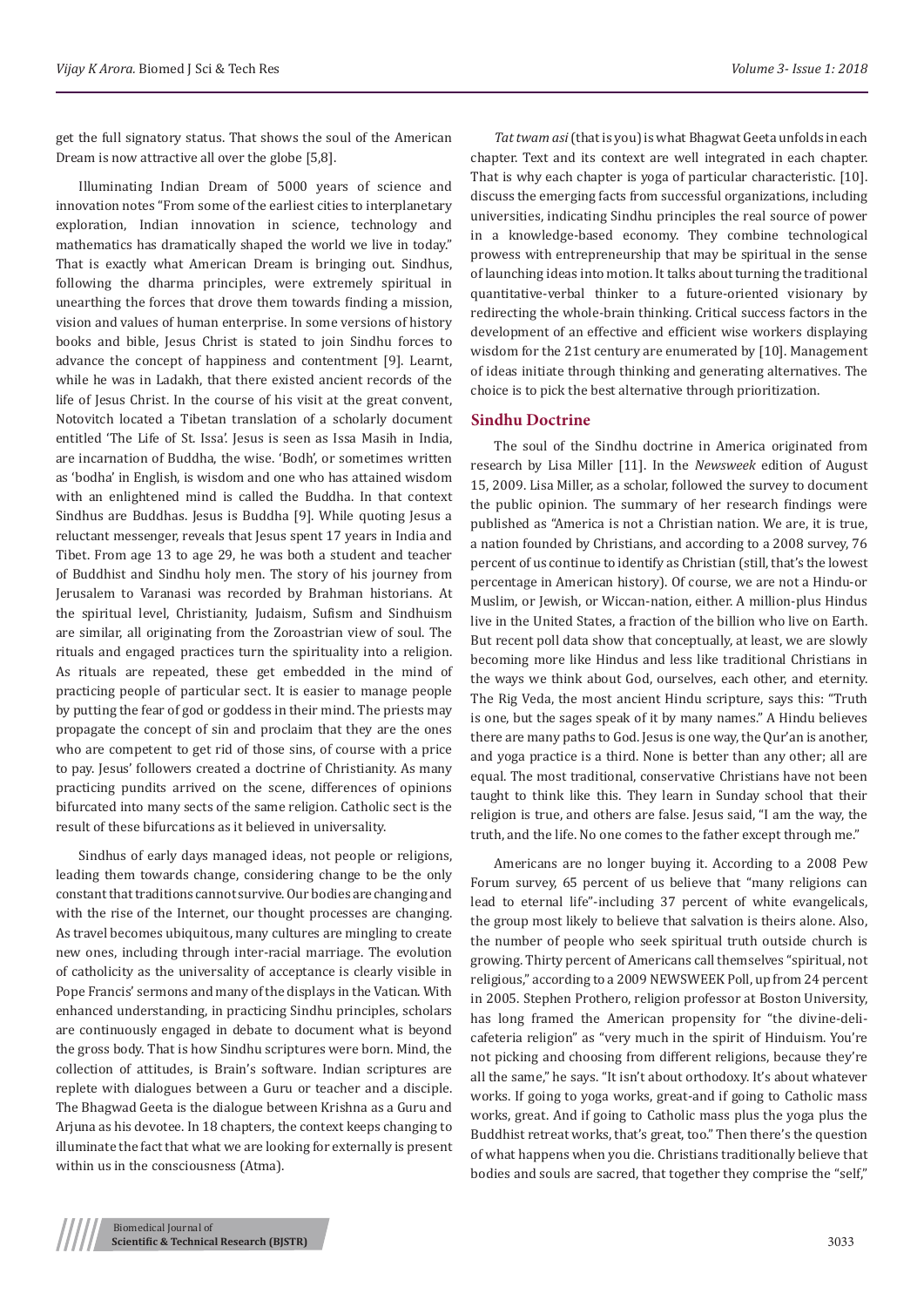get the full signatory status. That shows the soul of the American Dream is now attractive all over the globe [5,8].

Illuminating Indian Dream of 5000 years of science and innovation notes "From some of the earliest cities to interplanetary exploration, Indian innovation in science, technology and mathematics has dramatically shaped the world we live in today." That is exactly what American Dream is bringing out. Sindhus, following the dharma principles, were extremely spiritual in unearthing the forces that drove them towards finding a mission, vision and values of human enterprise. In some versions of history books and bible, Jesus Christ is stated to join Sindhu forces to advance the concept of happiness and contentment [9]. Learnt, while he was in Ladakh, that there existed ancient records of the life of Jesus Christ. In the course of his visit at the great convent, Notovitch located a Tibetan translation of a scholarly document entitled 'The Life of St. Issa'. Jesus is seen as Issa Masih in India, are incarnation of Buddha, the wise. 'Bodh', or sometimes written as 'bodha' in English, is wisdom and one who has attained wisdom with an enlightened mind is called the Buddha. In that context Sindhus are Buddhas. Jesus is Buddha [9]. While quoting Jesus a reluctant messenger, reveals that Jesus spent 17 years in India and Tibet. From age 13 to age 29, he was both a student and teacher of Buddhist and Sindhu holy men. The story of his journey from Jerusalem to Varanasi was recorded by Brahman historians. At the spiritual level, Christianity, Judaism, Sufism and Sindhuism are similar, all originating from the Zoroastrian view of soul. The rituals and engaged practices turn the spirituality into a religion. As rituals are repeated, these get embedded in the mind of practicing people of particular sect. It is easier to manage people by putting the fear of god or goddess in their mind. The priests may propagate the concept of sin and proclaim that they are the ones who are competent to get rid of those sins, of course with a price to pay. Jesus' followers created a doctrine of Christianity. As many practicing pundits arrived on the scene, differences of opinions bifurcated into many sects of the same religion. Catholic sect is the result of these bifurcations as it believed in universality.

Sindhus of early days managed ideas, not people or religions, leading them towards change, considering change to be the only constant that traditions cannot survive. Our bodies are changing and with the rise of the Internet, our thought processes are changing. As travel becomes ubiquitous, many cultures are mingling to create new ones, including through inter-racial marriage. The evolution of catholicity as the universality of acceptance is clearly visible in Pope Francis' sermons and many of the displays in the Vatican. With enhanced understanding, in practicing Sindhu principles, scholars are continuously engaged in debate to document what is beyond the gross body. That is how Sindhu scriptures were born. Mind, the collection of attitudes, is Brain's software. Indian scriptures are replete with dialogues between a Guru or teacher and a disciple. The Bhagwad Geeta is the dialogue between Krishna as a Guru and Arjuna as his devotee. In 18 chapters, the context keeps changing to illuminate the fact that what we are looking for externally is present within us in the consciousness (Atma).

*Tat twam asi* (that is you) is what Bhagwat Geeta unfolds in each chapter. Text and its context are well integrated in each chapter. That is why each chapter is yoga of particular characteristic. [10]. discuss the emerging facts from successful organizations, including universities, indicating Sindhu principles the real source of power in a knowledge-based economy. They combine technological prowess with entrepreneurship that may be spiritual in the sense of launching ideas into motion. It talks about turning the traditional quantitative-verbal thinker to a future-oriented visionary by redirecting the whole-brain thinking. Critical success factors in the development of an effective and efficient wise workers displaying wisdom for the 21st century are enumerated by [10]. Management of ideas initiate through thinking and generating alternatives. The choice is to pick the best alternative through prioritization.

## Sindhu Doctrine

The soul of the Sindhu doctrine in America originated from research by Lisa Miller [11]. In the *Newsweek* edition of August 15, 2009. Lisa Miller, as a scholar, followed the survey to document the public opinion. The summary of her research findings were published as "America is not a Christian nation. We are, it is true, a nation founded by Christians, and according to a 2008 survey, 76 percent of us continue to identify as Christian (still, that's the lowest percentage in American history). Of course, we are not a Hindu-or Muslim, or Jewish, or Wiccan-nation, either. A million-plus Hindus live in the United States, a fraction of the billion who live on Earth. But recent poll data show that conceptually, at least, we are slowly becoming more like Hindus and less like traditional Christians in the ways we think about God, ourselves, each other, and eternity. The Rig Veda, the most ancient Hindu scripture, says this: "Truth is one, but the sages speak of it by many names." A Hindu believes there are many paths to God. Jesus is one way, the Qur'an is another, and yoga practice is a third. None is better than any other; all are equal. The most traditional, conservative Christians have not been taught to think like this. They learn in Sunday school that their religion is true, and others are false. Jesus said, "I am the way, the truth, and the life. No one comes to the father except through me."

Americans are no longer buying it. According to a 2008 Pew Forum survey, 65 percent of us believe that "many religions can lead to eternal life"-including 37 percent of white evangelicals, the group most likely to believe that salvation is theirs alone. Also, the number of people who seek spiritual truth outside church is growing. Thirty percent of Americans call themselves "spiritual, not religious," according to a 2009 NEWSWEEK Poll, up from 24 percent in 2005. Stephen Prothero, religion professor at Boston University, has long framed the American propensity for "the divine-deli-cafeteria religion" as "very much in the spirit of Hinduism. You're not picking and choosing from different religions, because they're all the same," he says. "It isn't about orthodoxy. It's about whatever works. If going to yoga works, great-and if going to Catholic mass works, great. And if going to Catholic mass plus the yoga plus the Buddhist retreat works, that's great, too." Then there's the question of what happens when you die. Christians traditionally believe that bodies and souls are sacred, that together they comprise the "self,"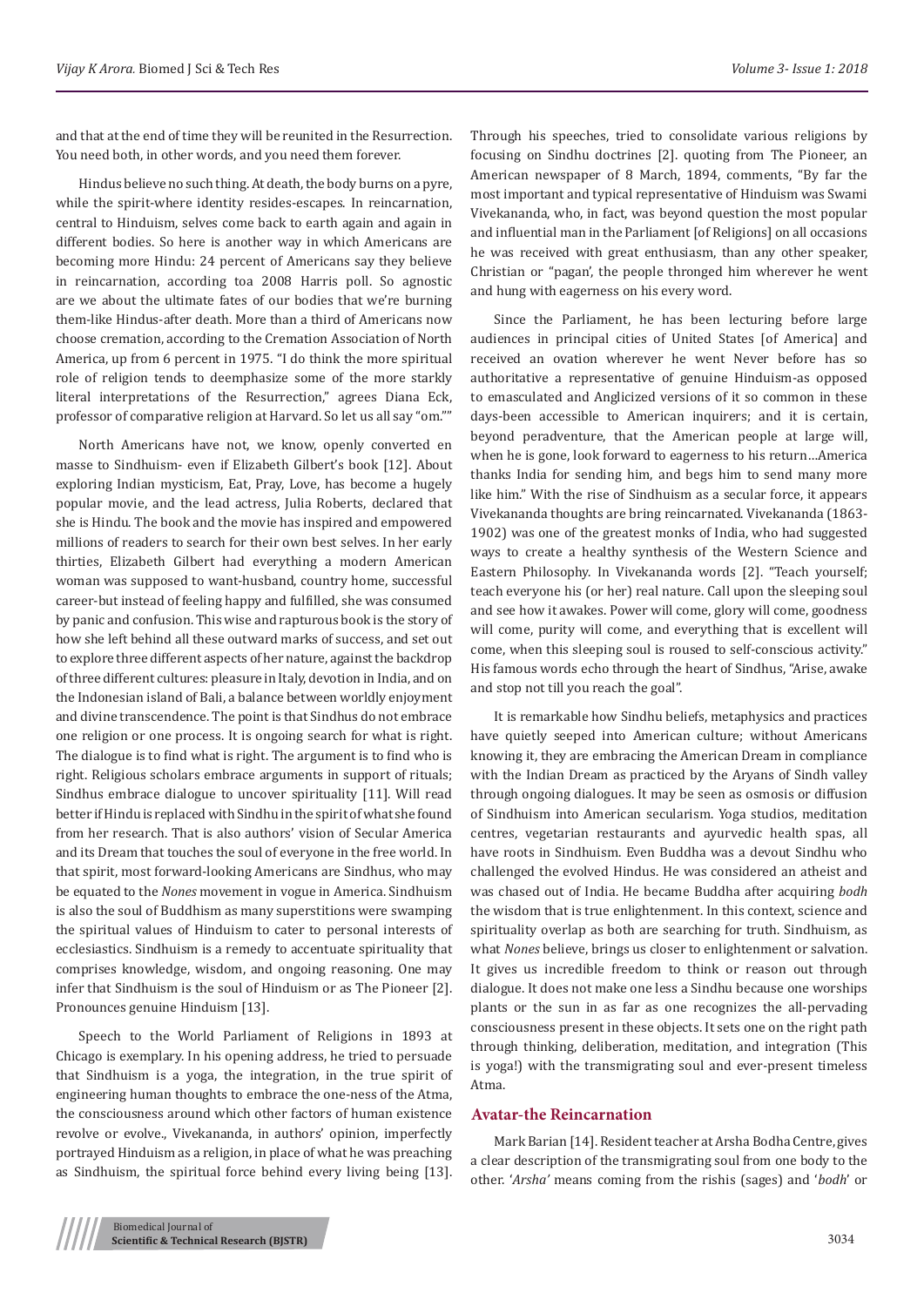and that at the end of time they will be reunited in the Resurrection. You need both, in other words, and you need them forever.

Hindus believe no such thing. At death, the body burns on a pyre, while the spirit-where identity resides-escapes. In reincarnation, central to Hinduism, selves come back to earth again and again in different bodies. So here is another way in which Americans are becoming more Hindu: 24 percent of Americans say they believe in reincarnation, according toa 2008 Harris poll. So agnostic are we about the ultimate fates of our bodies that we're burning them-like Hindus-after death. More than a third of Americans now choose cremation, according to the Cremation Association of North America, up from 6 percent in 1975. "I do think the more spiritual role of religion tends to deemphasize some of the more starkly literal interpretations of the Resurrection," agrees Diana Eck, professor of comparative religion at Harvard. So let us all say "om.""

North Americans have not, we know, openly converted en masse to Sindhuism- even if Elizabeth Gilbert's book [12]. About exploring Indian mysticism, Eat, Pray, Love, has become a hugely popular movie, and the lead actress, Julia Roberts, declared that she is Hindu. The book and the movie has inspired and empowered millions of readers to search for their own best selves. In her early thirties, Elizabeth Gilbert had everything a modern American woman was supposed to want-husband, country home, successful career-but instead of feeling happy and fulfilled, she was consumed by panic and confusion. This wise and rapturous book is the story of how she left behind all these outward marks of success, and set out to explore three different aspects of her nature, against the backdrop of three different cultures: pleasure in Italy, devotion in India, and on the Indonesian island of Bali, a balance between worldly enjoyment and divine transcendence. The point is that Sindhus do not embrace one religion or one process. It is ongoing search for what is right. The dialogue is to find what is right. The argument is to find who is right. Religious scholars embrace arguments in support of rituals; Sindhus embrace dialogue to uncover spirituality [11]. Will read better if Hindu is replaced with Sindhu in the spirit of what she found from her research. That is also authors' vision of Secular America and its Dream that touches the soul of everyone in the free world. In that spirit, most forward-looking Americans are Sindhus, who may be equated to the *Nones* movement in vogue in America. Sindhuism is also the soul of Buddhism as many superstitions were swamping the spiritual values of Hinduism to cater to personal interests of ecclesiastics. Sindhuism is a remedy to accentuate spirituality that comprises knowledge, wisdom, and ongoing reasoning. One may infer that Sindhuism is the soul of Hinduism or as The Pioneer [2]. Pronounces genuine Hinduism [13].

Speech to the World Parliament of Religions in 1893 at Chicago is exemplary. In his opening address, he tried to persuade that Sindhuism is a yoga, the integration, in the true spirit of engineering human thoughts to embrace the one-ness of the Atma, the consciousness around which other factors of human existence revolve or evolve., Vivekananda, in authors' opinion, imperfectly portrayed Hinduism as a religion, in place of what he was preaching as Sindhuism, the spiritual force behind every living being [13]. Through his speeches, tried to consolidate various religions by focusing on Sindhu doctrines [2]. quoting from The Pioneer, an American newspaper of 8 March, 1894, comments, "By far the most important and typical representative of Hinduism was Swami Vivekananda, who, in fact, was beyond question the most popular and influential man in the Parliament [of Religions] on all occasions he was received with great enthusiasm, than any other speaker, Christian or "pagan', the people thronged him wherever he went and hung with eagerness on his every word.

Since the Parliament, he has been lecturing before large audiences in principal cities of United States [of America] and received an ovation wherever he went Never before has so authoritative a representative of genuine Hinduism-as opposed to emasculated and Anglicized versions of it so common in these days-been accessible to American inquirers; and it is certain, beyond peradventure, that the American people at large will, when he is gone, look forward to eagerness to his return…America thanks India for sending him, and begs him to send many more like him." With the rise of Sindhuism as a secular force, it appears Vivekananda thoughts are bring reincarnated. Vivekananda (1863-1902) was one of the greatest monks of India, who had suggested ways to create a healthy synthesis of the Western Science and Eastern Philosophy. In Vivekananda words [2]. "Teach yourself; teach everyone his (or her) real nature. Call upon the sleeping soul and see how it awakes. Power will come, glory will come, goodness will come, purity will come, and everything that is excellent will come, when this sleeping soul is roused to self-conscious activity." His famous words echo through the heart of Sindhus, "Arise, awake and stop not till you reach the goal".

It is remarkable how Sindhu beliefs, metaphysics and practices have quietly seeped into American culture; without Americans knowing it, they are embracing the American Dream in compliance with the Indian Dream as practiced by the Aryans of Sindh valley through ongoing dialogues. It may be seen as osmosis or diffusion of Sindhuism into American secularism. Yoga studios, meditation centres, vegetarian restaurants and ayurvedic health spas, all have roots in Sindhuism. Even Buddha was a devout Sindhu who challenged the evolved Hindus. He was considered an atheist and was chased out of India. He became Buddha after acquiring *bodh* the wisdom that is true enlightenment. In this context, science and spirituality overlap as both are searching for truth. Sindhuism, as what *Nones* believe, brings us closer to enlightenment or salvation. It gives us incredible freedom to think or reason out through dialogue. It does not make one less a Sindhu because one worships plants or the sun in as far as one recognizes the all-pervading consciousness present in these objects. It sets one on the right path through thinking, deliberation, meditation, and integration (This is yoga!) with the transmigrating soul and ever-present timeless Atma.

## Avatar-the Reincarnation

Mark Barian [14]. Resident teacher at Arsha Bodha Centre, gives a clear description of the transmigrating soul from one body to the other. '*Arsha'* means coming from the rishis (sages) and '*bodh*' or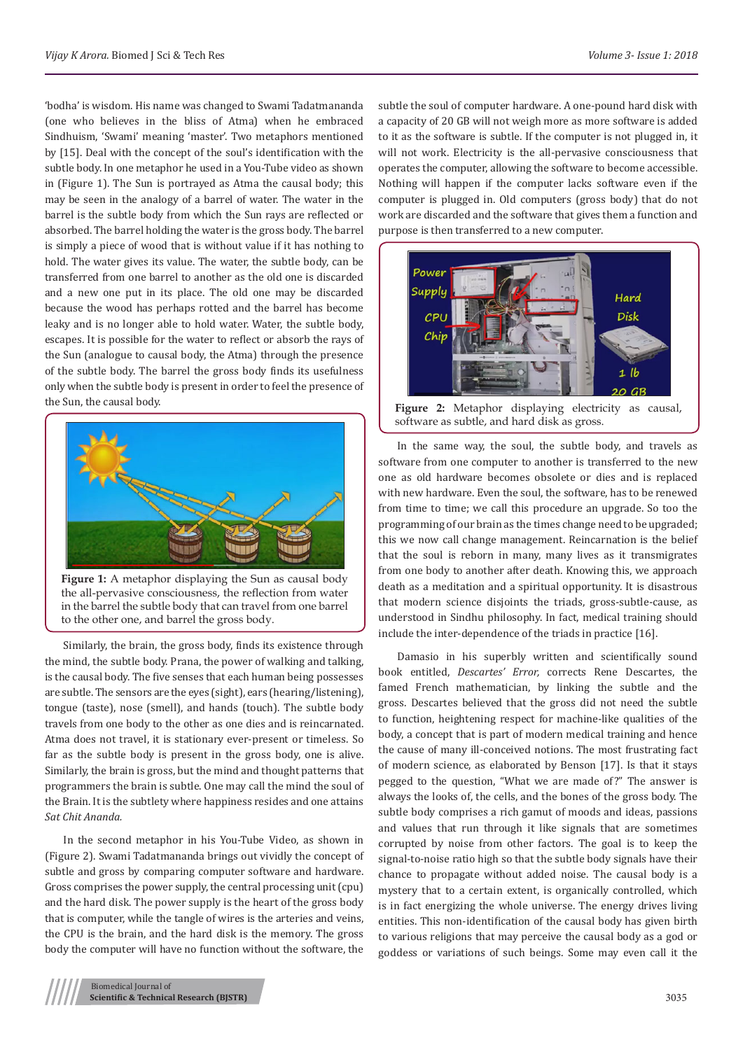'bodha' is wisdom. His name was changed to Swami Tadatmananda (one who believes in the bliss of Atma) when he embraced Sindhuism, 'Swami' meaning 'master'. Two metaphors mentioned by [15]. Deal with the concept of the soul's identification with the subtle body. In one metaphor he used in a You-Tube video as shown in (Figure 1). The Sun is portrayed as Atma the causal body; this may be seen in the analogy of a barrel of water. The water in the barrel is the subtle body from which the Sun rays are reflected or absorbed. The barrel holding the water is the gross body. The barrel is simply a piece of wood that is without value if it has nothing to hold. The water gives its value. The water, the subtle body, can be transferred from one barrel to another as the old one is discarded and a new one put in its place. The old one may be discarded because the wood has perhaps rotted and the barrel has become leaky and is no longer able to hold water. Water, the subtle body, escapes. It is possible for the water to reflect or absorb the rays of the Sun (analogue to causal body, the Atma) through the presence of the subtle body. The barrel the gross body finds its usefulness only when the subtle body is present in order to feel the presence of the Sun, the causal body.

**Figure 1:** A metaphor displaying the Sun as causal body the all-pervasive consciousness, the reflection from water in the barrel the subtle body that can travel from one barrel to the other one, and barrel the gross body.

Similarly, the brain, the gross body, finds its existence through the mind, the subtle body. Prana, the power of walking and talking, is the causal body. The five senses that each human being possesses are subtle. The sensors are the eyes (sight), ears (hearing/listening), tongue (taste), nose (smell), and hands (touch). The subtle body travels from one body to the other as one dies and is reincarnated. Atma does not travel, it is stationary ever-present or timeless. So far as the subtle body is present in the gross body, one is alive. Similarly, the brain is gross, but the mind and thought patterns that programmers the brain is subtle. One may call the mind the soul of the Brain. It is the subtlety where happiness resides and one attains *Sat Chit Ananda.*

In the second metaphor in his You-Tube Video, as shown in (Figure 2). Swami Tadatmananda brings out vividly the concept of subtle and gross by comparing computer software and hardware. Gross comprises the power supply, the central processing unit (cpu) and the hard disk. The power supply is the heart of the gross body that is computer, while the tangle of wires is the arteries and veins, the CPU is the brain, and the hard disk is the memory. The gross body the computer will have no function without the software, the subtle the soul of computer hardware. A one-pound hard disk with a capacity of 20 GB will not weigh more as more software is added to it as the software is subtle. If the computer is not plugged in, it will not work. Electricity is the all-pervasive consciousness that operates the computer, allowing the software to become accessible. Nothing will happen if the computer lacks software even if the computer is plugged in. Old computers (gross body) that do not work are discarded and the software that gives them a function and purpose is then transferred to a new computer.

**Figure 2:** Metaphor displaying electricity as causal, software as subtle, and hard disk as gross.

In the same way, the soul, the subtle body, and travels as software from one computer to another is transferred to the new one as old hardware becomes obsolete or dies and is replaced with new hardware. Even the soul, the software, has to be renewed from time to time; we call this procedure an upgrade. So too the programming of our brain as the times change need to be upgraded; this we now call change management. Reincarnation is the belief that the soul is reborn in many, many lives as it transmigrates from one body to another after death. Knowing this, we approach death as a meditation and a spiritual opportunity. It is disastrous that modern science disjoints the triads, gross-subtle-cause, as understood in Sindhu philosophy. In fact, medical training should include the inter-dependence of the triads in practice [16].

Damasio in his superbly written and scientifically sound book entitled, *Descartes' Error*, corrects Rene Descartes, the famed French mathematician, by linking the subtle and the gross. Descartes believed that the gross did not need the subtle to function, heightening respect for machine-like qualities of the body, a concept that is part of modern medical training and hence the cause of many ill-conceived notions. The most frustrating fact of modern science, as elaborated by Benson [17]. Is that it stays pegged to the question, "What we are made of?" The answer is always the looks of, the cells, and the bones of the gross body. The subtle body comprises a rich gamut of moods and ideas, passions and values that run through it like signals that are sometimes corrupted by noise from other factors. The goal is to keep the signal-to-noise ratio high so that the subtle body signals have their chance to propagate without added noise. The causal body is a mystery that to a certain extent, is organically controlled, which is in fact energizing the whole universe. The energy drives living entities. This non-identification of the causal body has given birth to various religions that may perceive the causal body as a god or goddess or variations of such beings. Some may even call it the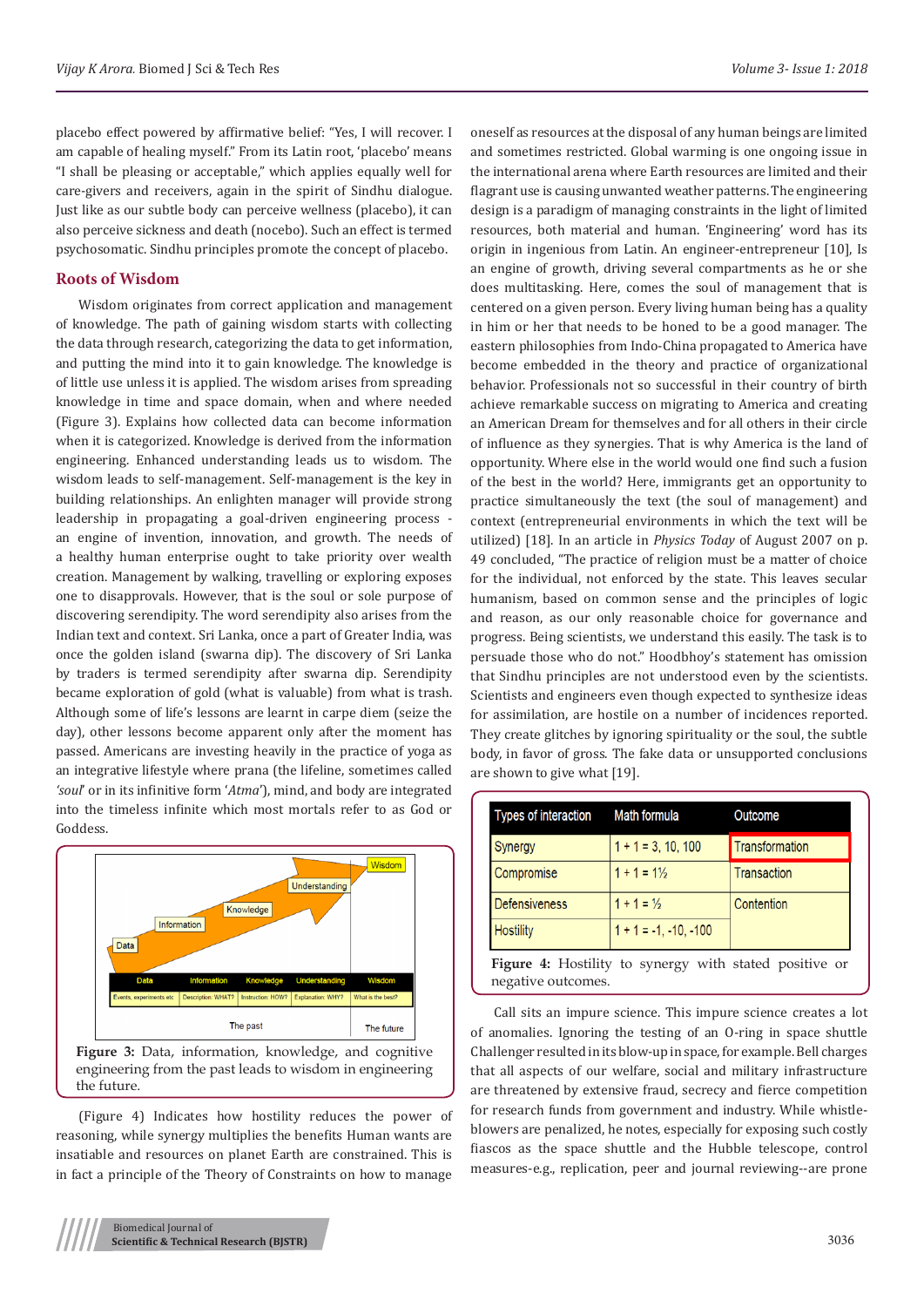placebo effect powered by affirmative belief: "Yes, I will recover. I am capable of healing myself." From its Latin root, 'placebo' means "I shall be pleasing or acceptable," which applies equally well for care-givers and receivers, again in the spirit of Sindhu dialogue. Just like as our subtle body can perceive wellness (placebo), it can also perceive sickness and death (nocebo). Such an effect is termed psychosomatic. Sindhu principles promote the concept of placebo.

## Roots of Wisdom

Wisdom originates from correct application and management of knowledge. The path of gaining wisdom starts with collecting the data through research, categorizing the data to get information, and putting the mind into it to gain knowledge. The knowledge is of little use unless it is applied. The wisdom arises from spreading knowledge in time and space domain, when and where needed (Figure 3). Explains how collected data can become information when it is categorized. Knowledge is derived from the information engineering. Enhanced understanding leads us to wisdom. The wisdom leads to self-management. Self-management is the key in building relationships. An enlighten manager will provide strong leadership in propagating a goal-driven engineering process - an engine of invention, innovation, and growth. The needs of a healthy human enterprise ought to take priority over wealth creation. Management by walking, travelling or exploring exposes one to disapprovals. However, that is the soul or sole purpose of discovering serendipity. The word serendipity also arises from the Indian text and context. Sri Lanka, once a part of Greater India, was once the golden island (swarna dip). The discovery of Sri Lanka by traders is termed serendipity after swarna dip. Serendipity became exploration of gold (what is valuable) from what is trash. Although some of life's lessons are learnt in carpe diem (seize the day), other lessons become apparent only after the moment has passed. Americans are investing heavily in the practice of yoga as an integrative lifestyle where prana (the lifeline, sometimes called *'soul'* or in its infinitive form '*Atma*'), mind, and body are integrated into the timeless infinite which most mortals refer to as God or Goddess.

| Data | Information | Knowledge | Understanding | Wisdom |
|---|---|---|---|---|
| Events, experiments etc | Description: WHAT? | Instruction: HOW? | Explanation: WHY? | What is the best? |

The past → The future

**Figure 3:** Data, information, knowledge, and cognitive engineering from the past leads to wisdom in engineering the future.

(Figure 4) Indicates how hostility reduces the power of reasoning, while synergy multiplies the benefits Human wants are insatiable and resources on planet Earth are constrained. This is in fact a principle of the Theory of Constraints on how to manage oneself as resources at the disposal of any human beings are limited and sometimes restricted. Global warming is one ongoing issue in the international arena where Earth resources are limited and their flagrant use is causing unwanted weather patterns. The engineering design is a paradigm of managing constraints in the light of limited resources, both material and human. 'Engineering' word has its origin in ingenious from Latin. An engineer-entrepreneur [10], Is an engine of growth, driving several compartments as he or she does multitasking. Here, comes the soul of management that is centered on a given person. Every living human being has a quality in him or her that needs to be honed to be a good manager. The eastern philosophies from Indo-China propagated to America have become embedded in the theory and practice of organizational behavior. Professionals not so successful in their country of birth achieve remarkable success on migrating to America and creating an American Dream for themselves and for all others in their circle of influence as they synergies. That is why America is the land of opportunity. Where else in the world would one find such a fusion of the best in the world? Here, immigrants get an opportunity to practice simultaneously the text (the soul of management) and context (entrepreneurial environments in which the text will be utilized) [18]. In an article in *Physics Today* of August 2007 on p. 49 concluded, "The practice of religion must be a matter of choice for the individual, not enforced by the state. This leaves secular humanism, based on common sense and the principles of logic and reason, as our only reasonable choice for governance and progress. Being scientists, we understand this easily. The task is to persuade those who do not." Hoodbhoy's statement has omission that Sindhu principles are not understood even by the scientists. Scientists and engineers even though expected to synthesize ideas for assimilation, are hostile on a number of incidences reported. They create glitches by ignoring spirituality or the soul, the subtle body, in favor of gross. The fake data or unsupported conclusions are shown to give what [19].

| Types of interaction | Math formula | Outcome |
|---|---|---|
| Synergy | 1 + 1 = 3, 10, 100 | Transformation |
| Compromise | 1 + 1 = 1½ | Transaction |
| Defensiveness | 1 + 1 = ½ | Contention |
| Hostility | 1 + 1 = -1, -10, -100 | |

**Figure 4:** Hostility to synergy with stated positive or negative outcomes.

Call sits an impure science. This impure science creates a lot of anomalies. Ignoring the testing of an O-ring in space shuttle Challenger resulted in its blow-up in space, for example. Bell charges that all aspects of our welfare, social and military infrastructure are threatened by extensive fraud, secrecy and fierce competition for research funds from government and industry. While whistle-blowers are penalized, he notes, especially for exposing such costly fiascos as the space shuttle and the Hubble telescope, control measures-e.g., replication, peer and journal reviewing--are prone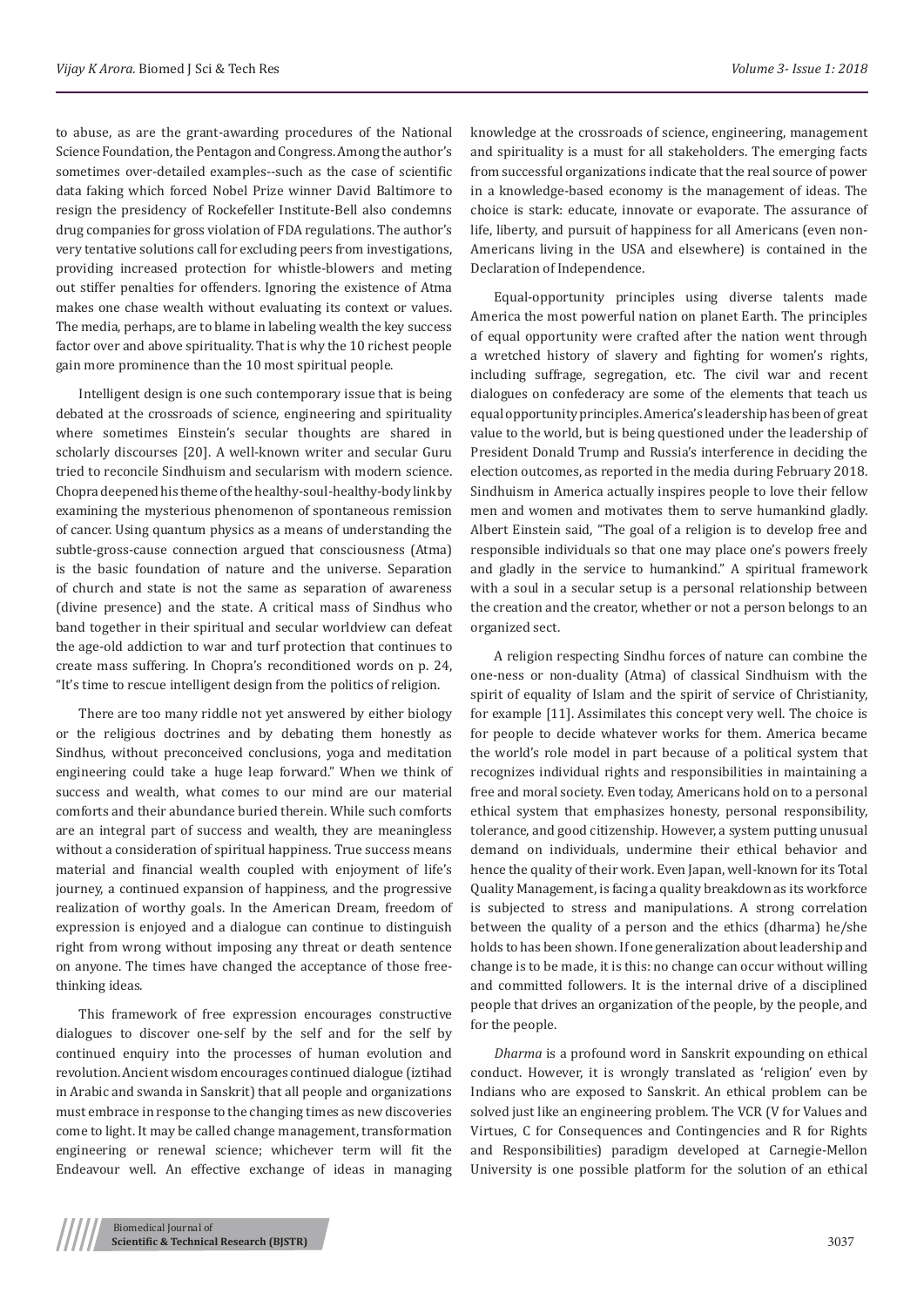to abuse, as are the grant-awarding procedures of the National Science Foundation, the Pentagon and Congress. Among the author's sometimes over-detailed examples--such as the case of scientific data faking which forced Nobel Prize winner David Baltimore to resign the presidency of Rockefeller Institute-Bell also condemns drug companies for gross violation of FDA regulations. The author's very tentative solutions call for excluding peers from investigations, providing increased protection for whistle-blowers and meting out stiffer penalties for offenders. Ignoring the existence of Atma makes one chase wealth without evaluating its context or values. The media, perhaps, are to blame in labeling wealth the key success factor over and above spirituality. That is why the 10 richest people gain more prominence than the 10 most spiritual people.

Intelligent design is one such contemporary issue that is being debated at the crossroads of science, engineering and spirituality where sometimes Einstein's secular thoughts are shared in scholarly discourses [20]. A well-known writer and secular Guru tried to reconcile Sindhuism and secularism with modern science. Chopra deepened his theme of the healthy-soul-healthy-body link by examining the mysterious phenomenon of spontaneous remission of cancer. Using quantum physics as a means of understanding the subtle-gross-cause connection argued that consciousness (Atma) is the basic foundation of nature and the universe. Separation of church and state is not the same as separation of awareness (divine presence) and the state. A critical mass of Sindhus who band together in their spiritual and secular worldview can defeat the age-old addiction to war and turf protection that continues to create mass suffering. In Chopra's reconditioned words on p. 24, "It's time to rescue intelligent design from the politics of religion.

There are too many riddle not yet answered by either biology or the religious doctrines and by debating them honestly as Sindhus, without preconceived conclusions, yoga and meditation engineering could take a huge leap forward." When we think of success and wealth, what comes to our mind are our material comforts and their abundance buried therein. While such comforts are an integral part of success and wealth, they are meaningless without a consideration of spiritual happiness. True success means material and financial wealth coupled with enjoyment of life's journey, a continued expansion of happiness, and the progressive realization of worthy goals. In the American Dream, freedom of expression is enjoyed and a dialogue can continue to distinguish right from wrong without imposing any threat or death sentence on anyone. The times have changed the acceptance of those free-thinking ideas.

This framework of free expression encourages constructive dialogues to discover one-self by the self and for the self by continued enquiry into the processes of human evolution and revolution. Ancient wisdom encourages continued dialogue (iztihad in Arabic and swanda in Sanskrit) that all people and organizations must embrace in response to the changing times as new discoveries come to light. It may be called change management, transformation engineering or renewal science; whichever term will fit the Endeavour well. An effective exchange of ideas in managing knowledge at the crossroads of science, engineering, management and spirituality is a must for all stakeholders. The emerging facts from successful organizations indicate that the real source of power in a knowledge-based economy is the management of ideas. The choice is stark: educate, innovate or evaporate. The assurance of life, liberty, and pursuit of happiness for all Americans (even non-Americans living in the USA and elsewhere) is contained in the Declaration of Independence.

Equal-opportunity principles using diverse talents made America the most powerful nation on planet Earth. The principles of equal opportunity were crafted after the nation went through a wretched history of slavery and fighting for women's rights, including suffrage, segregation, etc. The civil war and recent dialogues on confederacy are some of the elements that teach us equal opportunity principles. America's leadership has been of great value to the world, but is being questioned under the leadership of President Donald Trump and Russia's interference in deciding the election outcomes, as reported in the media during February 2018. Sindhuism in America actually inspires people to love their fellow men and women and motivates them to serve humankind gladly. Albert Einstein said, "The goal of a religion is to develop free and responsible individuals so that one may place one's powers freely and gladly in the service to humankind." A spiritual framework with a soul in a secular setup is a personal relationship between the creation and the creator, whether or not a person belongs to an organized sect.

A religion respecting Sindhu forces of nature can combine the one-ness or non-duality (Atma) of classical Sindhuism with the spirit of equality of Islam and the spirit of service of Christianity, for example [11]. Assimilates this concept very well. The choice is for people to decide whatever works for them. America became the world's role model in part because of a political system that recognizes individual rights and responsibilities in maintaining a free and moral society. Even today, Americans hold on to a personal ethical system that emphasizes honesty, personal responsibility, tolerance, and good citizenship. However, a system putting unusual demand on individuals, undermine their ethical behavior and hence the quality of their work. Even Japan, well-known for its Total Quality Management, is facing a quality breakdown as its workforce is subjected to stress and manipulations. A strong correlation between the quality of a person and the ethics (dharma) he/she holds to has been shown. If one generalization about leadership and change is to be made, it is this: no change can occur without willing and committed followers. It is the internal drive of a disciplined people that drives an organization of the people, by the people, and for the people.

*Dharma* is a profound word in Sanskrit expounding on ethical conduct. However, it is wrongly translated as 'religion' even by Indians who are exposed to Sanskrit. An ethical problem can be solved just like an engineering problem. The VCR (V for Values and Virtues, C for Consequences and Contingencies and R for Rights and Responsibilities) paradigm developed at Carnegie-Mellon University is one possible platform for the solution of an ethical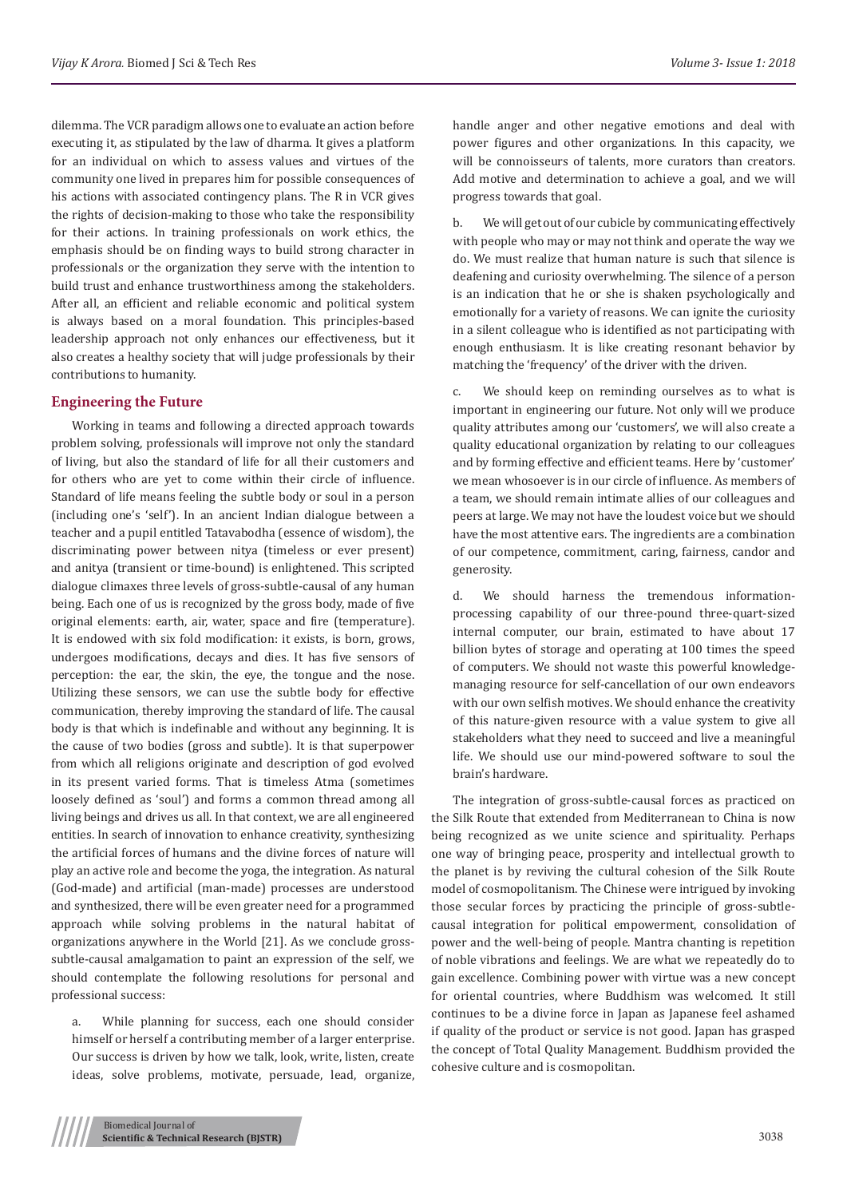dilemma. The VCR paradigm allows one to evaluate an action before executing it, as stipulated by the law of dharma. It gives a platform for an individual on which to assess values and virtues of the community one lived in prepares him for possible consequences of his actions with associated contingency plans. The R in VCR gives the rights of decision-making to those who take the responsibility for their actions. In training professionals on work ethics, the emphasis should be on finding ways to build strong character in professionals or the organization they serve with the intention to build trust and enhance trustworthiness among the stakeholders. After all, an efficient and reliable economic and political system is always based on a moral foundation. This principles-based leadership approach not only enhances our effectiveness, but it also creates a healthy society that will judge professionals by their contributions to humanity.

## Engineering the Future

Working in teams and following a directed approach towards problem solving, professionals will improve not only the standard of living, but also the standard of life for all their customers and for others who are yet to come within their circle of influence. Standard of life means feeling the subtle body or soul in a person (including one's 'self'). In an ancient Indian dialogue between a teacher and a pupil entitled Tatavabodha (essence of wisdom), the discriminating power between nitya (timeless or ever present) and anitya (transient or time-bound) is enlightened. This scripted dialogue climaxes three levels of gross-subtle-causal of any human being. Each one of us is recognized by the gross body, made of five original elements: earth, air, water, space and fire (temperature). It is endowed with six fold modification: it exists, is born, grows, undergoes modifications, decays and dies. It has five sensors of perception: the ear, the skin, the eye, the tongue and the nose. Utilizing these sensors, we can use the subtle body for effective communication, thereby improving the standard of life. The causal body is that which is indefinable and without any beginning. It is the cause of two bodies (gross and subtle). It is that superpower from which all religions originate and description of god evolved in its present varied forms. That is timeless Atma (sometimes loosely defined as 'soul') and forms a common thread among all living beings and drives us all. In that context, we are all engineered entities. In search of innovation to enhance creativity, synthesizing the artificial forces of humans and the divine forces of nature will play an active role and become the yoga, the integration. As natural (God-made) and artificial (man-made) processes are understood and synthesized, there will be even greater need for a programmed approach while solving problems in the natural habitat of organizations anywhere in the World [21]. As we conclude gross-subtle-causal amalgamation to paint an expression of the self, we should contemplate the following resolutions for personal and professional success:

a. While planning for success, each one should consider himself or herself a contributing member of a larger enterprise. Our success is driven by how we talk, look, write, listen, create ideas, solve problems, motivate, persuade, lead, organize, handle anger and other negative emotions and deal with power figures and other organizations. In this capacity, we will be connoisseurs of talents, more curators than creators. Add motive and determination to achieve a goal, and we will progress towards that goal.

b. We will get out of our cubicle by communicating effectively with people who may or may not think and operate the way we do. We must realize that human nature is such that silence is deafening and curiosity overwhelming. The silence of a person is an indication that he or she is shaken psychologically and emotionally for a variety of reasons. We can ignite the curiosity in a silent colleague who is identified as not participating with enough enthusiasm. It is like creating resonant behavior by matching the 'frequency' of the driver with the driven.

c. We should keep on reminding ourselves as to what is important in engineering our future. Not only will we produce quality attributes among our 'customers', we will also create a quality educational organization by relating to our colleagues and by forming effective and efficient teams. Here by 'customer' we mean whosoever is in our circle of influence. As members of a team, we should remain intimate allies of our colleagues and peers at large. We may not have the loudest voice but we should have the most attentive ears. The ingredients are a combination of our competence, commitment, caring, fairness, candor and generosity.

d. We should harness the tremendous information-processing capability of our three-pound three-quart-sized internal computer, our brain, estimated to have about 17 billion bytes of storage and operating at 100 times the speed of computers. We should not waste this powerful knowledge-managing resource for self-cancellation of our own endeavors with our own selfish motives. We should enhance the creativity of this nature-given resource with a value system to give all stakeholders what they need to succeed and live a meaningful life. We should use our mind-powered software to soul the brain's hardware.

The integration of gross-subtle-causal forces as practiced on the Silk Route that extended from Mediterranean to China is now being recognized as we unite science and spirituality. Perhaps one way of bringing peace, prosperity and intellectual growth to the planet is by reviving the cultural cohesion of the Silk Route model of cosmopolitanism. The Chinese were intrigued by invoking those secular forces by practicing the principle of gross-subtle-causal integration for political empowerment, consolidation of power and the well-being of people. Mantra chanting is repetition of noble vibrations and feelings. We are what we repeatedly do to gain excellence. Combining power with virtue was a new concept for oriental countries, where Buddhism was welcomed. It still continues to be a divine force in Japan as Japanese feel ashamed if quality of the product or service is not good. Japan has grasped the concept of Total Quality Management. Buddhism provided the cohesive culture and is cosmopolitan.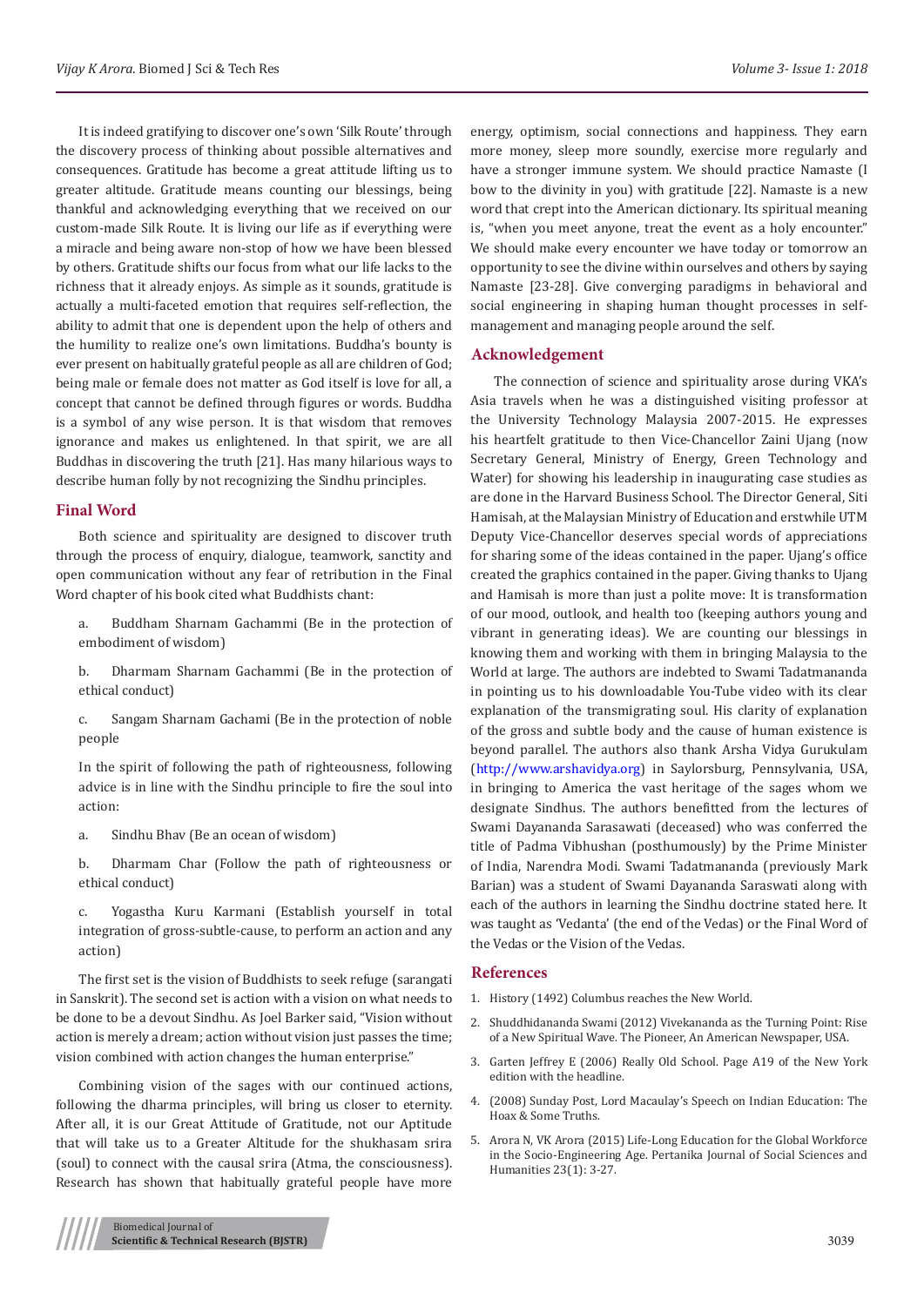It is indeed gratifying to discover one's own 'Silk Route' through the discovery process of thinking about possible alternatives and consequences. Gratitude has become a great attitude lifting us to greater altitude. Gratitude means counting our blessings, being thankful and acknowledging everything that we received on our custom-made Silk Route. It is living our life as if everything were a miracle and being aware non-stop of how we have been blessed by others. Gratitude shifts our focus from what our life lacks to the richness that it already enjoys. As simple as it sounds, gratitude is actually a multi-faceted emotion that requires self-reflection, the ability to admit that one is dependent upon the help of others and the humility to realize one's own limitations. Buddha's bounty is ever present on habitually grateful people as all are children of God; being male or female does not matter as God itself is love for all, a concept that cannot be defined through figures or words. Buddha is a symbol of any wise person. It is that wisdom that removes ignorance and makes us enlightened. In that spirit, we are all Buddhas in discovering the truth [21]. Has many hilarious ways to describe human folly by not recognizing the Sindhu principles.

## Final Word

Both science and spirituality are designed to discover truth through the process of enquiry, dialogue, teamwork, sanctity and open communication without any fear of retribution in the Final Word chapter of his book cited what Buddhists chant:

a. Buddham Sharnam Gachammi (Be in the protection of embodiment of wisdom)

b. Dharmam Sharnam Gachammi (Be in the protection of ethical conduct)

c. Sangam Sharnam Gachami (Be in the protection of noble people

In the spirit of following the path of righteousness, following advice is in line with the Sindhu principle to fire the soul into action:

a. Sindhu Bhav (Be an ocean of wisdom)

b. Dharmam Char (Follow the path of righteousness or ethical conduct)

c. Yogastha Kuru Karmani (Establish yourself in total integration of gross-subtle-cause, to perform an action and any action)

The first set is the vision of Buddhists to seek refuge (sarangati in Sanskrit). The second set is action with a vision on what needs to be done to be a devout Sindhu. As Joel Barker said, "Vision without action is merely a dream; action without vision just passes the time; vision combined with action changes the human enterprise."

Combining vision of the sages with our continued actions, following the dharma principles, will bring us closer to eternity. After all, it is our Great Attitude of Gratitude, not our Aptitude that will take us to a Greater Altitude for the shukhasam srira (soul) to connect with the causal srira (Atma, the consciousness). Research has shown that habitually grateful people have more energy, optimism, social connections and happiness. They earn more money, sleep more soundly, exercise more regularly and have a stronger immune system. We should practice Namaste (I bow to the divinity in you) with gratitude [22]. Namaste is a new word that crept into the American dictionary. Its spiritual meaning is, "when you meet anyone, treat the event as a holy encounter." We should make every encounter we have today or tomorrow an opportunity to see the divine within ourselves and others by saying Namaste [23-28]. Give converging paradigms in behavioral and social engineering in shaping human thought processes in self-management and managing people around the self.

## Acknowledgement

The connection of science and spirituality arose during VKA's Asia travels when he was a distinguished visiting professor at the University Technology Malaysia 2007-2015. He expresses his heartfelt gratitude to then Vice-Chancellor Zaini Ujang (now Secretary General, Ministry of Energy, Green Technology and Water) for showing his leadership in inaugurating case studies as are done in the Harvard Business School. The Director General, Siti Hamisah, at the Malaysian Ministry of Education and erstwhile UTM Deputy Vice-Chancellor deserves special words of appreciations for sharing some of the ideas contained in the paper. Ujang's office created the graphics contained in the paper. Giving thanks to Ujang and Hamisah is more than just a polite move: It is transformation of our mood, outlook, and health too (keeping authors young and vibrant in generating ideas). We are counting our blessings in knowing them and working with them in bringing Malaysia to the World at large. The authors are indebted to Swami Tadatmananda in pointing us to his downloadable You-Tube video with its clear explanation of the transmigrating soul. His clarity of explanation of the gross and subtle body and the cause of human existence is beyond parallel. The authors also thank Arsha Vidya Gurukulam (http://www.arshavidya.org) in Saylorsburg, Pennsylvania, USA, in bringing to America the vast heritage of the sages whom we designate Sindhus. The authors benefitted from the lectures of Swami Dayananda Sarasawati (deceased) who was conferred the title of Padma Vibhushan (posthumously) by the Prime Minister of India, Narendra Modi. Swami Tadatmananda (previously Mark Barian) was a student of Swami Dayananda Saraswati along with each of the authors in learning the Sindhu doctrine stated here. It was taught as 'Vedanta' (the end of the Vedas) or the Final Word of the Vedas or the Vision of the Vedas.

## References

1. History (1492) Columbus reaches the New World.
2. Shuddhidananda Swami (2012) Vivekananda as the Turning Point: Rise of a New Spiritual Wave. The Pioneer, An American Newspaper, USA.
3. Garten Jeffrey E (2006) Really Old School. Page A19 of the New York edition with the headline.
4. (2008) Sunday Post, Lord Macaulay's Speech on Indian Education: The Hoax & Some Truths.
5. Arora N, VK Arora (2015) Life-Long Education for the Global Workforce in the Socio-Engineering Age. Pertanika Journal of Social Sciences and Humanities 23(1): 3-27.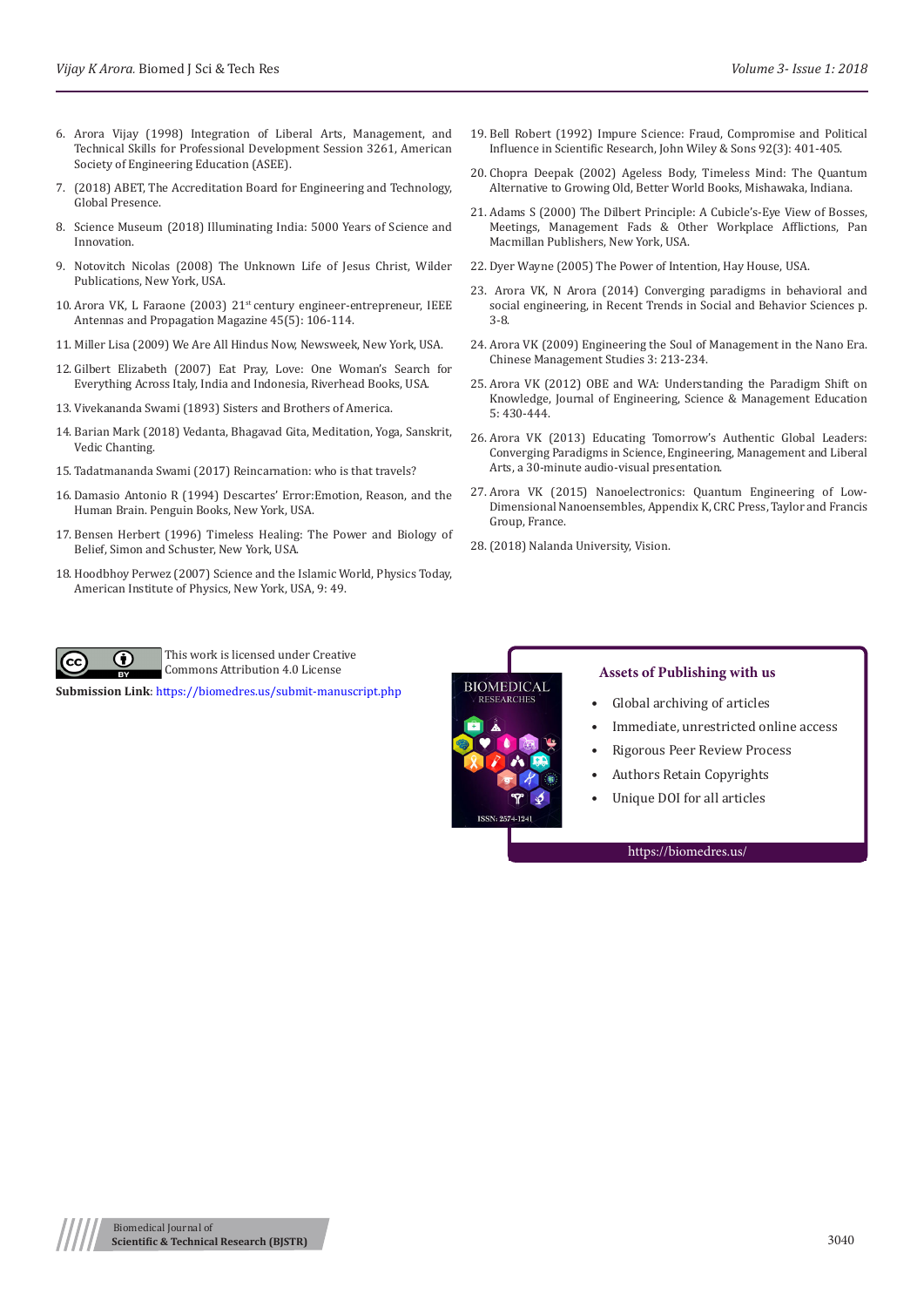6. Arora Vijay (1998) Integration of Liberal Arts, Management, and Technical Skills for Professional Development Session 3261, American Society of Engineering Education (ASEE).
7. (2018) ABET, The Accreditation Board for Engineering and Technology, Global Presence.
8. Science Museum (2018) Illuminating India: 5000 Years of Science and Innovation.
9. Notovitch Nicolas (2008) The Unknown Life of Jesus Christ, Wilder Publications, New York, USA.
10. Arora VK, L Faraone (2003) 21st century engineer-entrepreneur, IEEE Antennas and Propagation Magazine 45(5): 106-114.
11. Miller Lisa (2009) We Are All Hindus Now, Newsweek, New York, USA.
12. Gilbert Elizabeth (2007) Eat Pray, Love: One Woman's Search for Everything Across Italy, India and Indonesia, Riverhead Books, USA.
13. Vivekananda Swami (1893) Sisters and Brothers of America.
14. Barian Mark (2018) Vedanta, Bhagavad Gita, Meditation, Yoga, Sanskrit, Vedic Chanting.
15. Tadatmananda Swami (2017) Reincarnation: who is that travels?
16. Damasio Antonio R (1994) Descartes' Error:Emotion, Reason, and the Human Brain. Penguin Books, New York, USA.
17. Bensen Herbert (1996) Timeless Healing: The Power and Biology of Belief, Simon and Schuster, New York, USA.
18. Hoodbhoy Perwez (2007) Science and the Islamic World, Physics Today, American Institute of Physics, New York, USA, 9: 49.
19. Bell Robert (1992) Impure Science: Fraud, Compromise and Political Influence in Scientific Research, John Wiley & Sons 92(3): 401-405.
20. Chopra Deepak (2002) Ageless Body, Timeless Mind: The Quantum Alternative to Growing Old, Better World Books, Mishawaka, Indiana.
21. Adams S (2000) The Dilbert Principle: A Cubicle's-Eye View of Bosses, Meetings, Management Fads & Other Workplace Afflictions, Pan Macmillan Publishers, New York, USA.
22. Dyer Wayne (2005) The Power of Intention, Hay House, USA.
23. Arora VK, N Arora (2014) Converging paradigms in behavioral and social engineering, in Recent Trends in Social and Behavior Sciences p. 3-8.
24. Arora VK (2009) Engineering the Soul of Management in the Nano Era. Chinese Management Studies 3: 213-234.
25. Arora VK (2012) OBE and WA: Understanding the Paradigm Shift on Knowledge, Journal of Engineering, Science & Management Education 5: 430-444.
26. Arora VK (2013) Educating Tomorrow's Authentic Global Leaders: Converging Paradigms in Science, Engineering, Management and Liberal Arts, a 30-minute audio-visual presentation.
27. Arora VK (2015) Nanoelectronics: Quantum Engineering of Low-Dimensional Nanoensembles, Appendix K, CRC Press, Taylor and Francis Group, France.
28. (2018) Nalanda University, Vision.

This work is licensed under Creative Commons Attribution 4.0 License

**Submission Link**: https://biomedres.us/submit-manuscript.php

**Assets of Publishing with us**

- Global archiving of articles
- Immediate, unrestricted online access
- Rigorous Peer Review Process
- Authors Retain Copyrights
- Unique DOI for all articles

https://biomedres.us/